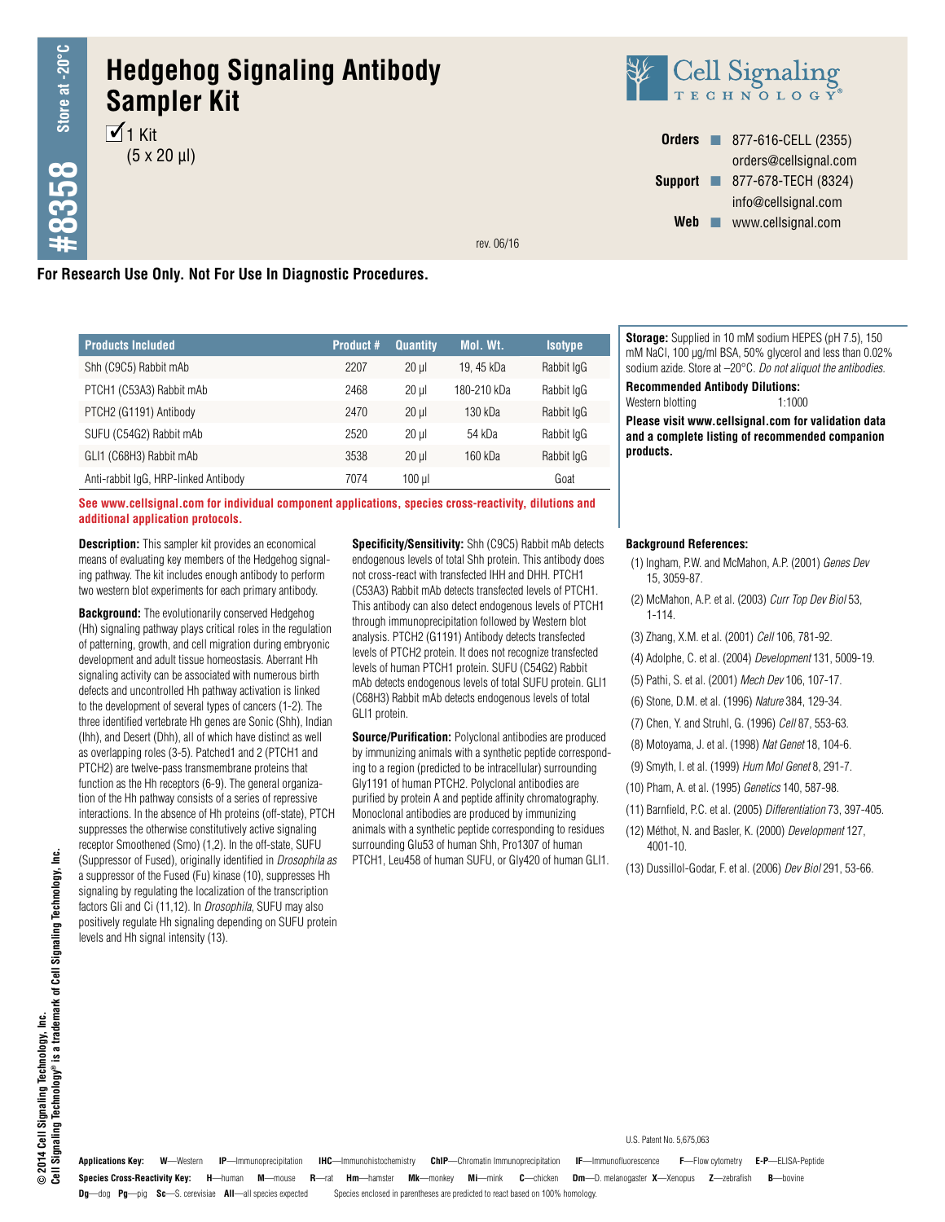# Hedgehog Signaling Antibody Sampler Kit

☑ 1 Kit
(5 x 20 µl)

**#8358** Store at -20°C

**Cell Signaling Technology®**

**Orders** ■ 877-616-CELL (2355)
orders@cellsignal.com
**Support** ■ 877-678-TECH (8324)
info@cellsignal.com
**Web** ■ www.cellsignal.com

rev. 06/16

**For Research Use Only. Not For Use In Diagnostic Procedures.**

| Products Included | Product # | Quantity | Mol. Wt. | Isotype |
|---|---|---|---|---|
| Shh (C9C5) Rabbit mAb | 2207 | 20 µl | 19, 45 kDa | Rabbit IgG |
| PTCH1 (C53A3) Rabbit mAb | 2468 | 20 µl | 180-210 kDa | Rabbit IgG |
| PTCH2 (G1191) Antibody | 2470 | 20 µl | 130 kDa | Rabbit IgG |
| SUFU (C54G2) Rabbit mAb | 2520 | 20 µl | 54 kDa | Rabbit IgG |
| GLI1 (C68H3) Rabbit mAb | 3538 | 20 µl | 160 kDa | Rabbit IgG |
| Anti-rabbit IgG, HRP-linked Antibody | 7074 | 100 µl | | Goat |

**See www.cellsignal.com for individual component applications, species cross-reactivity, dilutions and additional application protocols.**

**Storage:** Supplied in 10 mM sodium HEPES (pH 7.5), 150 mM NaCl, 100 µg/ml BSA, 50% glycerol and less than 0.02% sodium azide. Store at –20°C. *Do not aliquot the antibodies.*

**Recommended Antibody Dilutions:**
Western blotting 1:1000

**Please visit www.cellsignal.com for validation data and a complete listing of recommended companion products.**

**Description:** This sampler kit provides an economical means of evaluating key members of the Hedgehog signaling pathway. The kit includes enough antibody to perform two western blot experiments for each primary antibody.

**Background:** The evolutionarily conserved Hedgehog (Hh) signaling pathway plays critical roles in the regulation of patterning, growth, and cell migration during embryonic development and adult tissue homeostasis. Aberrant Hh signaling activity can be associated with numerous birth defects and uncontrolled Hh pathway activation is linked to the development of several types of cancers (1-2). The three identified vertebrate Hh genes are Sonic (Shh), Indian (Ihh), and Desert (Dhh), all of which have distinct as well as overlapping roles (3-5). Patched1 and 2 (PTCH1 and PTCH2) are twelve-pass transmembrane proteins that function as the Hh receptors (6-9). The general organization of the Hh pathway consists of a series of repressive interactions. In the absence of Hh proteins (off-state), PTCH suppresses the otherwise constitutively active signaling receptor Smoothened (Smo) (1,2). In the off-state, SUFU (Suppressor of Fused), originally identified in *Drosophila as* a suppressor of the Fused (Fu) kinase (10), suppresses Hh signaling by regulating the localization of the transcription factors Gli and Ci (11,12). In *Drosophila*, SUFU may also positively regulate Hh signaling depending on SUFU protein levels and Hh signal intensity (13).

**Specificity/Sensitivity:** Shh (C9C5) Rabbit mAb detects endogenous levels of total Shh protein. This antibody does not cross-react with transfected IHH and DHH. PTCH1 (C53A3) Rabbit mAb detects transfected levels of PTCH1. This antibody can also detect endogenous levels of PTCH1 through immunoprecipitation followed by Western blot analysis. PTCH2 (G1191) Antibody detects transfected levels of PTCH2 protein. It does not recognize transfected levels of human PTCH1 protein. SUFU (C54G2) Rabbit mAb detects endogenous levels of total SUFU protein. GLI1 (C68H3) Rabbit mAb detects endogenous levels of total GLI1 protein.

**Source/Purification:** Polyclonal antibodies are produced by immunizing animals with a synthetic peptide corresponding to a region (predicted to be intracellular) surrounding Gly1191 of human PTCH2. Polyclonal antibodies are purified by protein A and peptide affinity chromatography. Monoclonal antibodies are produced by immunizing animals with a synthetic peptide corresponding to residues surrounding Glu53 of human Shh, Pro1307 of human PTCH1, Leu458 of human SUFU, or Gly420 of human GLI1.

**Background References:**

(1) Ingham, P.W. and McMahon, A.P. (2001) *Genes Dev* 15, 3059-87.

(2) McMahon, A.P. et al. (2003) *Curr Top Dev Biol* 53, 1-114.

(3) Zhang, X.M. et al. (2001) *Cell* 106, 781-92.

(4) Adolphe, C. et al. (2004) *Development* 131, 5009-19.

(5) Pathi, S. et al. (2001) *Mech Dev* 106, 107-17.

(6) Stone, D.M. et al. (1996) *Nature* 384, 129-34.

(7) Chen, Y. and Struhl, G. (1996) *Cell* 87, 553-63.

(8) Motoyama, J. et al. (1998) *Nat Genet* 18, 104-6.

(9) Smyth, I. et al. (1999) *Hum Mol Genet* 8, 291-7.

(10) Pham, A. et al. (1995) *Genetics* 140, 587-98.

(11) Barnfield, P.C. et al. (2005) *Differentiation* 73, 397-405.

(12) Méthot, N. and Basler, K. (2000) *Development* 127, 4001-10.

(13) Dussillol-Godar, F. et al. (2006) *Dev Biol* 291, 53-66.

U.S. Patent No. 5,675,063

© 2014 Cell Signaling Technology, Inc.
Cell Signaling Technology® is a trademark of Cell Signaling Technology, Inc.

**Applications Key:** **W**—Western **IP**—Immunoprecipitation **IHC**—Immunohistochemistry **ChIP**—Chromatin Immunoprecipitation **IF**—Immunofluorescence **F**—Flow cytometry **E-P**—ELISA-Peptide

**Species Cross-Reactivity Key:** **H**—human **M**—mouse **R**—rat **Hm**—hamster **Mk**—monkey **Mi**—mink **C**—chicken **Dm**—D. melanogaster **X**—Xenopus **Z**—zebrafish **B**—bovine **Dg**—dog **Pg**—pig **Sc**—S. cerevisiae **All**—all species expected Species enclosed in parentheses are predicted to react based on 100% homology.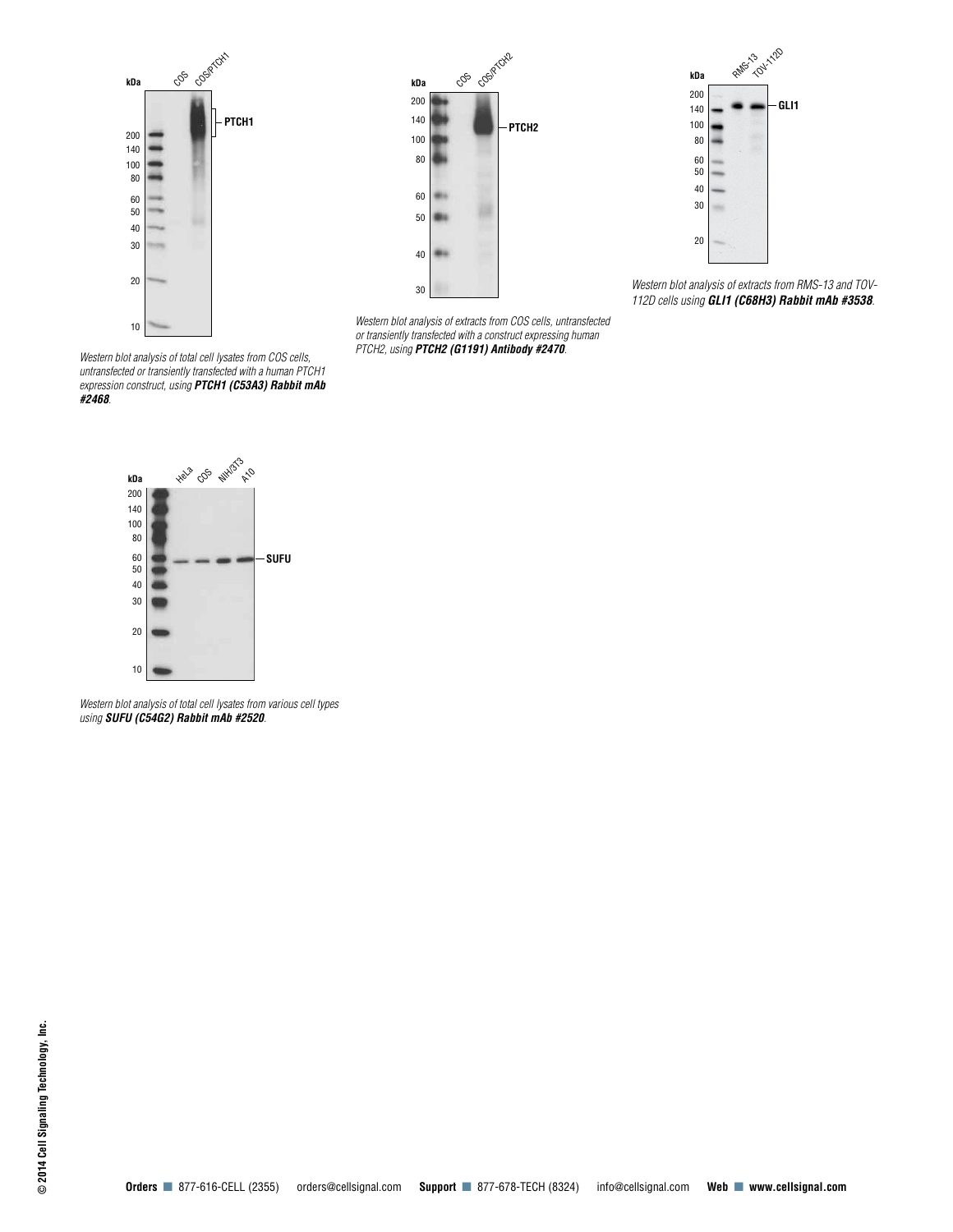Western blot analysis of total cell lysates from COS cells, untransfected or transiently transfected with a human PTCH1 expression construct, using ***PTCH1 (C53A3) Rabbit mAb #2468***.

Western blot analysis of extracts from COS cells, untransfected or transiently transfected with a construct expressing human PTCH2, using ***PTCH2 (G1191) Antibody #2470***.

Western blot analysis of extracts from RMS-13 and TOV-112D cells using ***GLI1 (C68H3) Rabbit mAb #3538***.

Western blot analysis of total cell lysates from various cell types using ***SUFU (C54G2) Rabbit mAb #2520***.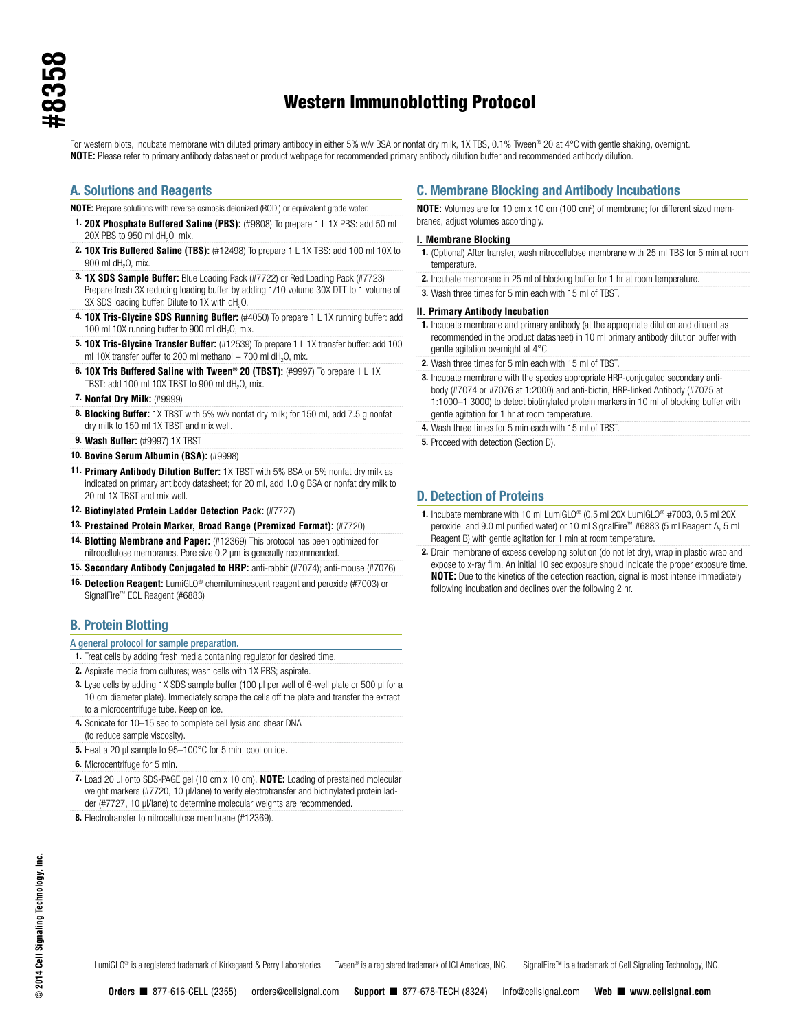# Western Immunoblotting Protocol

For western blots, incubate membrane with diluted primary antibody in either 5% w/v BSA or nonfat dry milk, 1X TBS, 0.1% Tween® 20 at 4°C with gentle shaking, overnight.
**NOTE:** Please refer to primary antibody datasheet or product webpage for recommended primary antibody dilution buffer and recommended antibody dilution.

## A. Solutions and Reagents

**NOTE:** Prepare solutions with reverse osmosis deionized (RODI) or equivalent grade water.

1. **20X Phosphate Buffered Saline (PBS):** (#9808) To prepare 1 L 1X PBS: add 50 ml 20X PBS to 950 ml $dH_2O$, mix.
2. **10X Tris Buffered Saline (TBS):** (#12498) To prepare 1 L 1X TBS: add 100 ml 10X to 900 ml $dH_2O$, mix.
3. **1X SDS Sample Buffer:** Blue Loading Pack (#7722) or Red Loading Pack (#7723) Prepare fresh 3X reducing loading buffer by adding 1/10 volume 30X DTT to 1 volume of 3X SDS loading buffer. Dilute to 1X with $dH_2O$.
4. **10X Tris-Glycine SDS Running Buffer:** (#4050) To prepare 1 L 1X running buffer: add 100 ml 10X running buffer to 900 ml $dH_2O$, mix.
5. **10X Tris-Glycine Transfer Buffer:** (#12539) To prepare 1 L 1X transfer buffer: add 100 ml 10X transfer buffer to 200 ml methanol + 700 ml $dH_2O$, mix.
6. **10X Tris Buffered Saline with Tween® 20 (TBST):** (#9997) To prepare 1 L 1X TBST: add 100 ml 10X TBST to 900 ml $dH_2O$, mix.
7. **Nonfat Dry Milk:** (#9999)
8. **Blocking Buffer:** 1X TBST with 5% w/v nonfat dry milk; for 150 ml, add 7.5 g nonfat dry milk to 150 ml 1X TBST and mix well.
9. **Wash Buffer:** (#9997) 1X TBST
10. **Bovine Serum Albumin (BSA):** (#9998)
11. **Primary Antibody Dilution Buffer:** 1X TBST with 5% BSA or 5% nonfat dry milk as indicated on primary antibody datasheet; for 20 ml, add 1.0 g BSA or nonfat dry milk to 20 ml 1X TBST and mix well.
12. **Biotinylated Protein Ladder Detection Pack:** (#7727)
13. **Prestained Protein Marker, Broad Range (Premixed Format):** (#7720)
14. **Blotting Membrane and Paper:** (#12369) This protocol has been optimized for nitrocellulose membranes. Pore size 0.2 µm is generally recommended.
15. **Secondary Antibody Conjugated to HRP:** anti-rabbit (#7074); anti-mouse (#7076)
16. **Detection Reagent:** LumiGLO® chemiluminescent reagent and peroxide (#7003) or SignalFire™ ECL Reagent (#6883)

## B. Protein Blotting

A general protocol for sample preparation.

1. Treat cells by adding fresh media containing regulator for desired time.
2. Aspirate media from cultures; wash cells with 1X PBS; aspirate.
3. Lyse cells by adding 1X SDS sample buffer (100 µl per well of 6-well plate or 500 µl for a 10 cm diameter plate). Immediately scrape the cells off the plate and transfer the extract to a microcentrifuge tube. Keep on ice.
4. Sonicate for 10–15 sec to complete cell lysis and shear DNA (to reduce sample viscosity).
5. Heat a 20 µl sample to 95–100°C for 5 min; cool on ice.
6. Microcentrifuge for 5 min.
7. Load 20 µl onto SDS-PAGE gel (10 cm x 10 cm). **NOTE:** Loading of prestained molecular weight markers (#7720, 10 µl/lane) to verify electrotransfer and biotinylated protein ladder (#7727, 10 µl/lane) to determine molecular weights are recommended.
8. Electrotransfer to nitrocellulose membrane (#12369).

## C. Membrane Blocking and Antibody Incubations

**NOTE:** Volumes are for 10 cm x 10 cm (100 $cm^2$) of membrane; for different sized membranes, adjust volumes accordingly.

### I. Membrane Blocking

1. (Optional) After transfer, wash nitrocellulose membrane with 25 ml TBS for 5 min at room temperature.
2. Incubate membrane in 25 ml of blocking buffer for 1 hr at room temperature.
3. Wash three times for 5 min each with 15 ml of TBST.

### II. Primary Antibody Incubation

1. Incubate membrane and primary antibody (at the appropriate dilution and diluent as recommended in the product datasheet) in 10 ml primary antibody dilution buffer with gentle agitation overnight at 4°C.
2. Wash three times for 5 min each with 15 ml of TBST.
3. Incubate membrane with the species appropriate HRP-conjugated secondary antibody (#7074 or #7076 at 1:2000) and anti-biotin, HRP-linked Antibody (#7075 at 1:1000–1:3000) to detect biotinylated protein markers in 10 ml of blocking buffer with gentle agitation for 1 hr at room temperature.
4. Wash three times for 5 min each with 15 ml of TBST.
5. Proceed with detection (Section D).

## D. Detection of Proteins

1. Incubate membrane with 10 ml LumiGLO® (0.5 ml 20X LumiGLO® #7003, 0.5 ml 20X peroxide, and 9.0 ml purified water) or 10 ml SignalFire™ #6883 (5 ml Reagent A, 5 ml Reagent B) with gentle agitation for 1 min at room temperature.
2. Drain membrane of excess developing solution (do not let dry), wrap in plastic wrap and expose to x-ray film. An initial 10 sec exposure should indicate the proper exposure time. **NOTE:** Due to the kinetics of the detection reaction, signal is most intense immediately following incubation and declines over the following 2 hr.

LumiGLO® is a registered trademark of Kirkegaard & Perry Laboratories. Tween® is a registered trademark of ICI Americas, INC. SignalFire™ is a trademark of Cell Signaling Technology, INC.